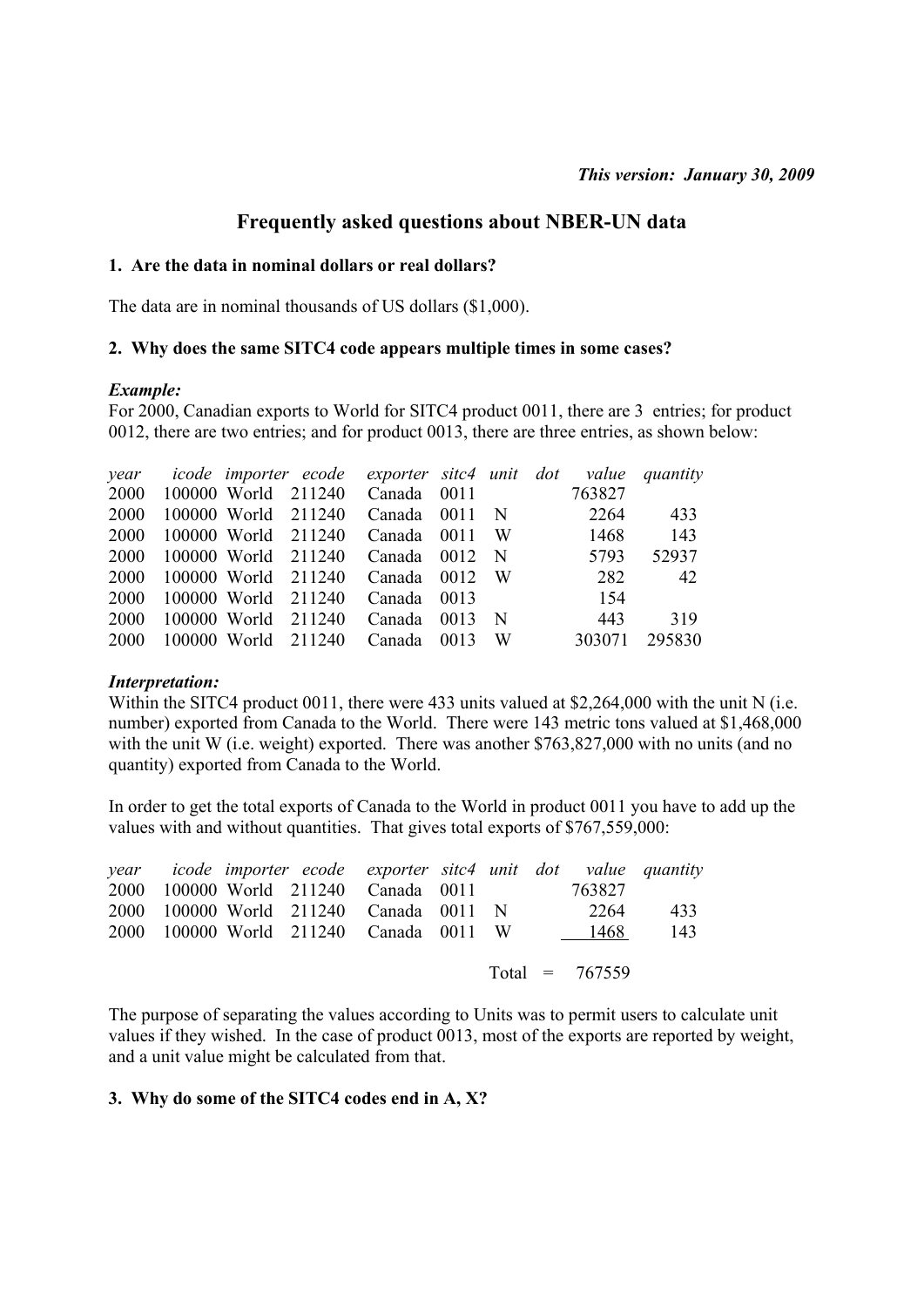*This version: January 30, 2009*

# Frequently asked questions about NBER-UN data

### 1. Are the data in nominal dollars or real dollars?

The data are in nominal thousands of US dollars ($1,000).

### 2. Why does the same SITC4 code appears multiple times in some cases?

***Example:***
For 2000, Canadian exports to World for SITC4 product 0011, there are 3 entries; for product 0012, there are two entries; and for product 0013, there are three entries, as shown below:

| *year* | *icode* | *importer* | *ecode* | *exporter* | *sitc4* | *unit* | *dot* | *value* | *quantity* |
|---|---|---|---|---|---|---|---|---|---|
| 2000 | 100000 | World | 211240 | Canada | 0011 | | | 763827 | |
| 2000 | 100000 | World | 211240 | Canada | 0011 | N | | 2264 | 433 |
| 2000 | 100000 | World | 211240 | Canada | 0011 | W | | 1468 | 143 |
| 2000 | 100000 | World | 211240 | Canada | 0012 | N | | 5793 | 52937 |
| 2000 | 100000 | World | 211240 | Canada | 0012 | W | | 282 | 42 |
| 2000 | 100000 | World | 211240 | Canada | 0013 | | | 154 | |
| 2000 | 100000 | World | 211240 | Canada | 0013 | N | | 443 | 319 |
| 2000 | 100000 | World | 211240 | Canada | 0013 | W | | 303071 | 295830 |

***Interpretation:***
Within the SITC4 product 0011, there were 433 units valued at $2,264,000 with the unit N (i.e. number) exported from Canada to the World. There were 143 metric tons valued at $1,468,000 with the unit W (i.e. weight) exported. There was another $763,827,000 with no units (and no quantity) exported from Canada to the World.

In order to get the total exports of Canada to the World in product 0011 you have to add up the values with and without quantities. That gives total exports of $767,559,000:

| *year* | *icode* | *importer* | *ecode* | *exporter* | *sitc4* | *unit* | *dot* | *value* | *quantity* |
|---|---|---|---|---|---|---|---|---|---|
| 2000 | 100000 | World | 211240 | Canada | 0011 | | | 763827 | |
| 2000 | 100000 | World | 211240 | Canada | 0011 | N | | 2264 | 433 |
| 2000 | 100000 | World | 211240 | Canada | 0011 | W | | 1468 | 143 |
| | | | | | | Total | = | 767559 | |

The purpose of separating the values according to Units was to permit users to calculate unit values if they wished. In the case of product 0013, most of the exports are reported by weight, and a unit value might be calculated from that.

### 3. Why do some of the SITC4 codes end in A, X?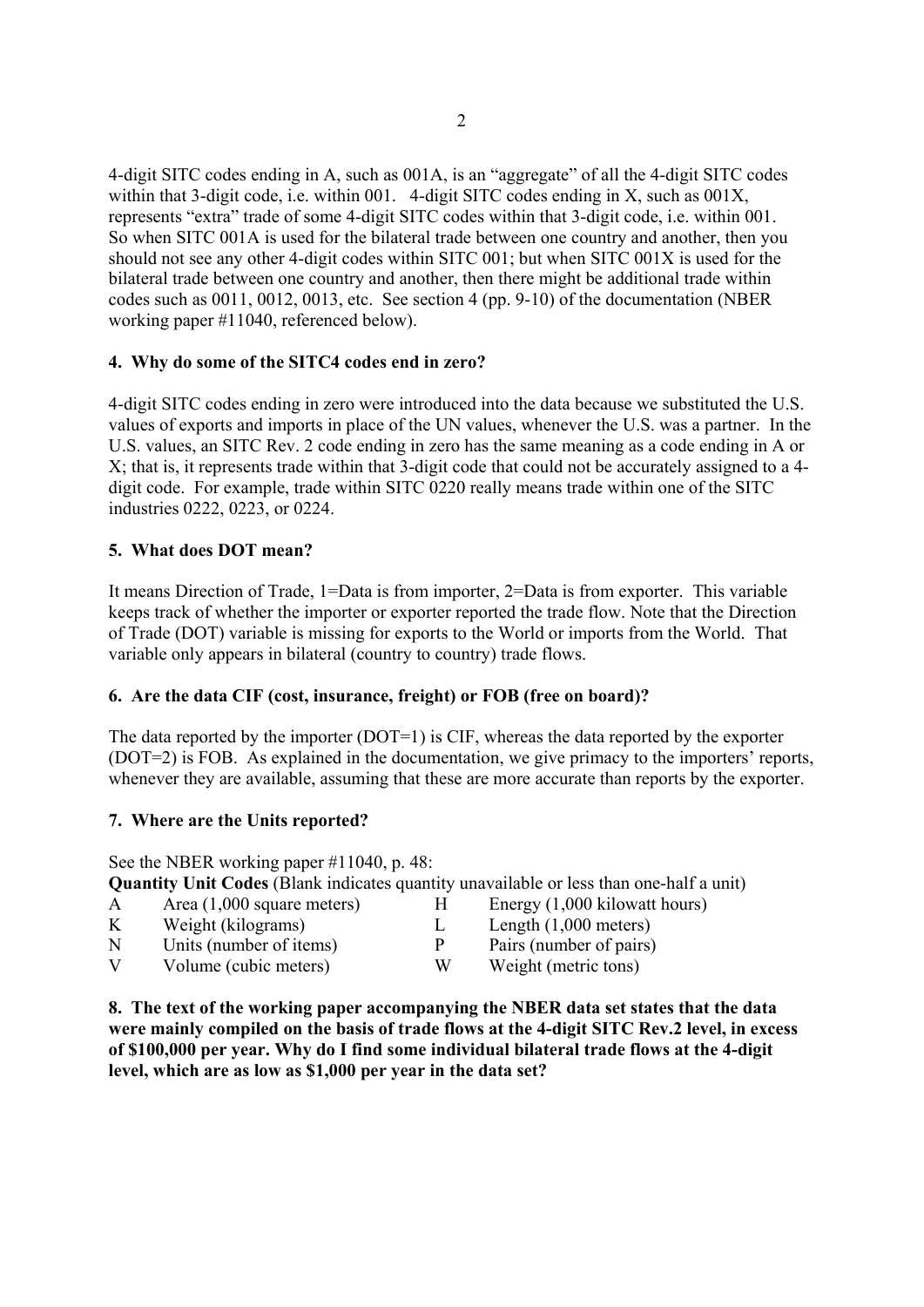4-digit SITC codes ending in A, such as 001A, is an "aggregate" of all the 4-digit SITC codes within that 3-digit code, i.e. within 001. 4-digit SITC codes ending in X, such as 001X, represents "extra" trade of some 4-digit SITC codes within that 3-digit code, i.e. within 001. So when SITC 001A is used for the bilateral trade between one country and another, then you should not see any other 4-digit codes within SITC 001; but when SITC 001X is used for the bilateral trade between one country and another, then there might be additional trade within codes such as 0011, 0012, 0013, etc. See section 4 (pp. 9-10) of the documentation (NBER working paper #11040, referenced below).

### 4. Why do some of the SITC4 codes end in zero?

4-digit SITC codes ending in zero were introduced into the data because we substituted the U.S. values of exports and imports in place of the UN values, whenever the U.S. was a partner. In the U.S. values, an SITC Rev. 2 code ending in zero has the same meaning as a code ending in A or X; that is, it represents trade within that 3-digit code that could not be accurately assigned to a 4-digit code. For example, trade within SITC 0220 really means trade within one of the SITC industries 0222, 0223, or 0224.

### 5. What does DOT mean?

It means Direction of Trade, 1=Data is from importer, 2=Data is from exporter. This variable keeps track of whether the importer or exporter reported the trade flow. Note that the Direction of Trade (DOT) variable is missing for exports to the World or imports from the World. That variable only appears in bilateral (country to country) trade flows.

### 6. Are the data CIF (cost, insurance, freight) or FOB (free on board)?

The data reported by the importer (DOT=1) is CIF, whereas the data reported by the exporter (DOT=2) is FOB. As explained in the documentation, we give primacy to the importers' reports, whenever they are available, assuming that these are more accurate than reports by the exporter.

### 7. Where are the Units reported?

See the NBER working paper #11040, p. 48:

**Quantity Unit Codes** (Blank indicates quantity unavailable or less than one-half a unit)

| | | | |
|---|---|---|---|
| A | Area (1,000 square meters) | H | Energy (1,000 kilowatt hours) |
| K | Weight (kilograms) | L | Length (1,000 meters) |
| N | Units (number of items) | P | Pairs (number of pairs) |
| V | Volume (cubic meters) | W | Weight (metric tons) |

### 8. The text of the working paper accompanying the NBER data set states that the data were mainly compiled on the basis of trade flows at the 4-digit SITC Rev.2 level, in excess of $100,000 per year. Why do I find some individual bilateral trade flows at the 4-digit level, which are as low as $1,000 per year in the data set?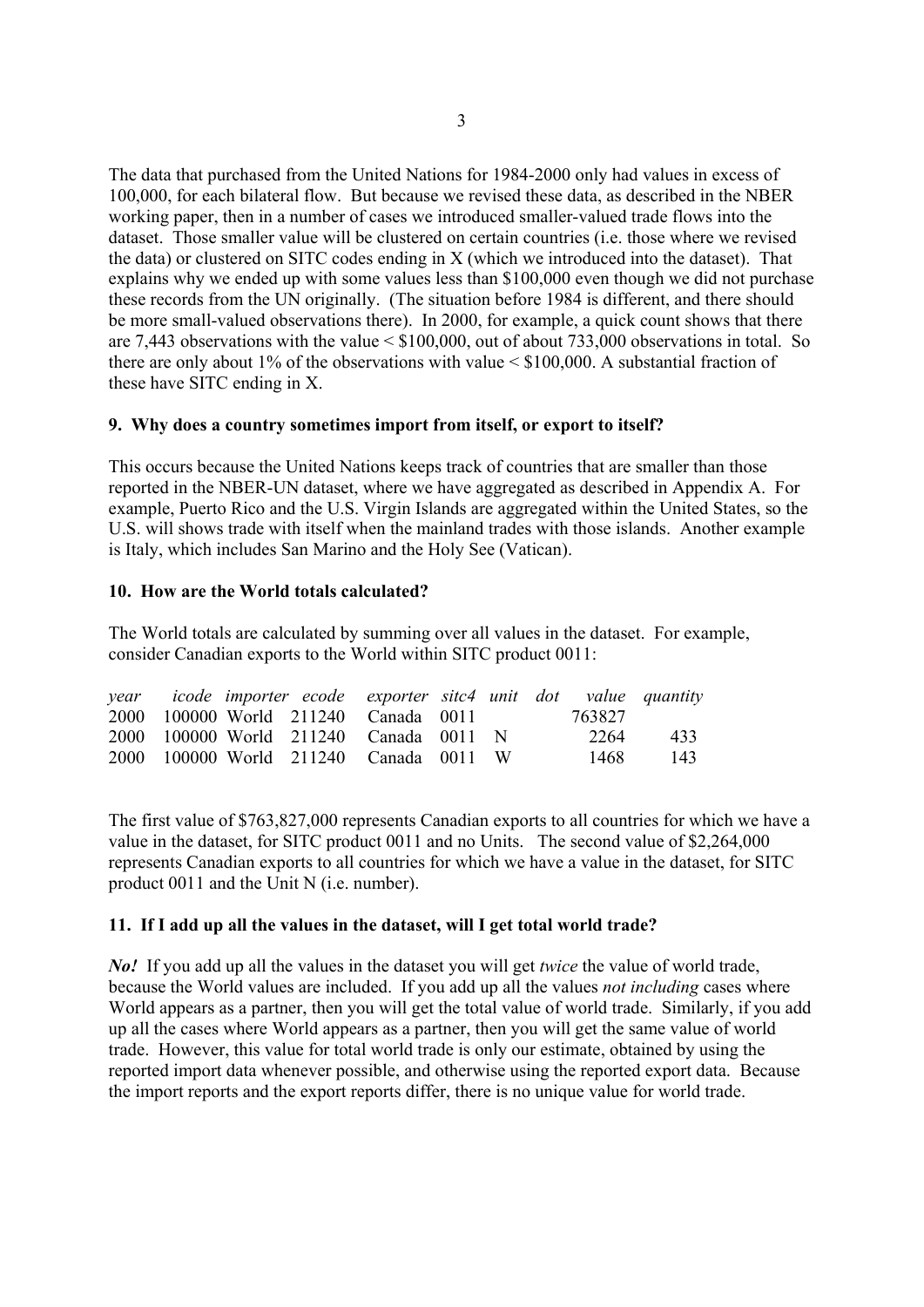The data that purchased from the United Nations for 1984-2000 only had values in excess of 100,000, for each bilateral flow. But because we revised these data, as described in the NBER working paper, then in a number of cases we introduced smaller-valued trade flows into the dataset. Those smaller value will be clustered on certain countries (i.e. those where we revised the data) or clustered on SITC codes ending in X (which we introduced into the dataset). That explains why we ended up with some values less than $100,000 even though we did not purchase these records from the UN originally. (The situation before 1984 is different, and there should be more small-valued observations there). In 2000, for example, a quick count shows that there are 7,443 observations with the value < $100,000, out of about 733,000 observations in total. So there are only about 1% of the observations with value < $100,000. A substantial fraction of these have SITC ending in X.

### 9. Why does a country sometimes import from itself, or export to itself?

This occurs because the United Nations keeps track of countries that are smaller than those reported in the NBER-UN dataset, where we have aggregated as described in Appendix A. For example, Puerto Rico and the U.S. Virgin Islands are aggregated within the United States, so the U.S. will shows trade with itself when the mainland trades with those islands. Another example is Italy, which includes San Marino and the Holy See (Vatican).

### 10. How are the World totals calculated?

The World totals are calculated by summing over all values in the dataset. For example, consider Canadian exports to the World within SITC product 0011:

| *year* | *icode* | *importer* | *ecode* | *exporter* | *sitc4* | *unit* | *dot* | *value* | *quantity* |
|---|---|---|---|---|---|---|---|---|---|
| 2000 | 100000 | World | 211240 | Canada | 0011 | | | 763827 | |
| 2000 | 100000 | World | 211240 | Canada | 0011 | N | | 2264 | 433 |
| 2000 | 100000 | World | 211240 | Canada | 0011 | W | | 1468 | 143 |

The first value of $763,827,000 represents Canadian exports to all countries for which we have a value in the dataset, for SITC product 0011 and no Units. The second value of $2,264,000 represents Canadian exports to all countries for which we have a value in the dataset, for SITC product 0011 and the Unit N (i.e. number).

### 11. If I add up all the values in the dataset, will I get total world trade?

***No!*** If you add up all the values in the dataset you will get *twice* the value of world trade, because the World values are included. If you add up all the values *not including* cases where World appears as a partner, then you will get the total value of world trade. Similarly, if you add up all the cases where World appears as a partner, then you will get the same value of world trade. However, this value for total world trade is only our estimate, obtained by using the reported import data whenever possible, and otherwise using the reported export data. Because the import reports and the export reports differ, there is no unique value for world trade.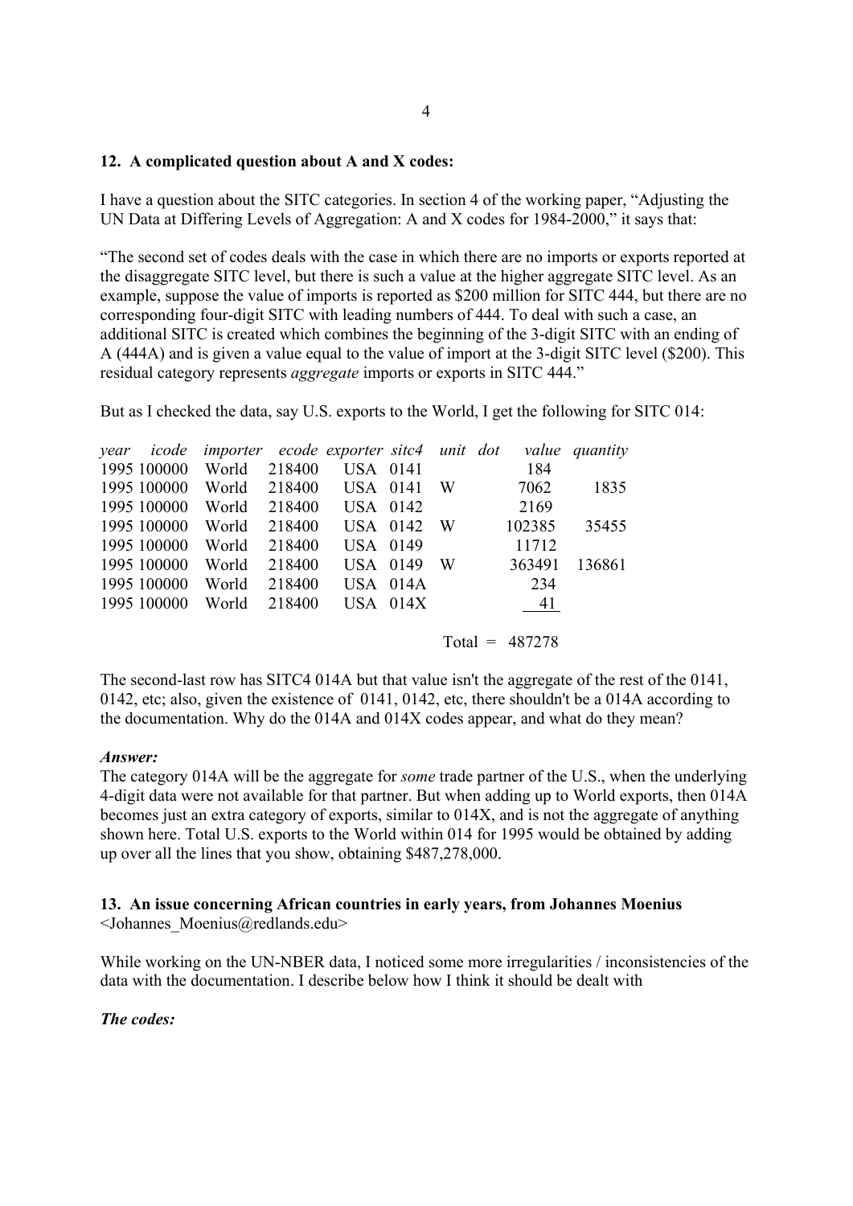**12. A complicated question about A and X codes:**

I have a question about the SITC categories. In section 4 of the working paper, "Adjusting the UN Data at Differing Levels of Aggregation: A and X codes for 1984-2000," it says that:

"The second set of codes deals with the case in which there are no imports or exports reported at the disaggregate SITC level, but there is such a value at the higher aggregate SITC level. As an example, suppose the value of imports is reported as $200 million for SITC 444, but there are no corresponding four-digit SITC with leading numbers of 444. To deal with such a case, an additional SITC is created which combines the beginning of the 3-digit SITC with an ending of A (444A) and is given a value equal to the value of import at the 3-digit SITC level ($200). This residual category represents *aggregate* imports or exports in SITC 444."

But as I checked the data, say U.S. exports to the World, I get the following for SITC 014:

| *year* | *icode* | *importer* | *ecode* | *exporter* | *sitc4* | *unit* | *dot* | *value* | *quantity* |
|---|---|---|---|---|---|---|---|---|---|
| 1995 | 100000 | World | 218400 | USA | 0141 | | | 184 | |
| 1995 | 100000 | World | 218400 | USA | 0141 | W | | 7062 | 1835 |
| 1995 | 100000 | World | 218400 | USA | 0142 | | | 2169 | |
| 1995 | 100000 | World | 218400 | USA | 0142 | W | | 102385 | 35455 |
| 1995 | 100000 | World | 218400 | USA | 0149 | | | 11712 | |
| 1995 | 100000 | World | 218400 | USA | 0149 | W | | 363491 | 136861 |
| 1995 | 100000 | World | 218400 | USA | 014A | | | 234 | |
| 1995 | 100000 | World | 218400 | USA | 014X | | | 41 | |
| | | | | | | Total = | | 487278 | |

The second-last row has SITC4 014A but that value isn't the aggregate of the rest of the 0141, 0142, etc; also, given the existence of 0141, 0142, etc, there shouldn't be a 014A according to the documentation. Why do the 014A and 014X codes appear, and what do they mean?

***Answer:***
The category 014A will be the aggregate for *some* trade partner of the U.S., when the underlying 4-digit data were not available for that partner. But when adding up to World exports, then 014A becomes just an extra category of exports, similar to 014X, and is not the aggregate of anything shown here. Total U.S. exports to the World within 014 for 1995 would be obtained by adding up over all the lines that you show, obtaining $487,278,000.

**13. An issue concerning African countries in early years, from Johannes Moenius** <Johannes_Moenius@redlands.edu>

While working on the UN-NBER data, I noticed some more irregularities / inconsistencies of the data with the documentation. I describe below how I think it should be dealt with

***The codes:***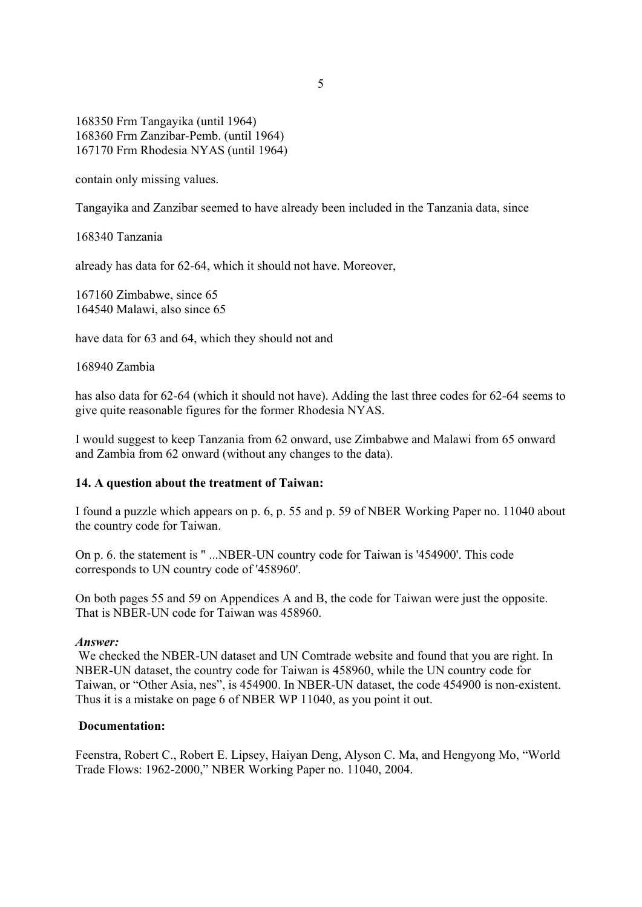168350 Frm Tangayika (until 1964)
168360 Frm Zanzibar-Pemb. (until 1964)
167170 Frm Rhodesia NYAS (until 1964)

contain only missing values.

Tangayika and Zanzibar seemed to have already been included in the Tanzania data, since

168340 Tanzania

already has data for 62-64, which it should not have. Moreover,

167160 Zimbabwe, since 65
164540 Malawi, also since 65

have data for 63 and 64, which they should not and

168940 Zambia

has also data for 62-64 (which it should not have). Adding the last three codes for 62-64 seems to give quite reasonable figures for the former Rhodesia NYAS.

I would suggest to keep Tanzania from 62 onward, use Zimbabwe and Malawi from 65 onward and Zambia from 62 onward (without any changes to the data).

### 14. A question about the treatment of Taiwan:

I found a puzzle which appears on p. 6, p. 55 and p. 59 of NBER Working Paper no. 11040 about the country code for Taiwan.

On p. 6. the statement is " ...NBER-UN country code for Taiwan is '454900'. This code corresponds to UN country code of '458960'.

On both pages 55 and 59 on Appendices A and B, the code for Taiwan were just the opposite. That is NBER-UN code for Taiwan was 458960.

***Answer:***

We checked the NBER-UN dataset and UN Comtrade website and found that you are right. In NBER-UN dataset, the country code for Taiwan is 458960, while the UN country code for Taiwan, or "Other Asia, nes", is 454900. In NBER-UN dataset, the code 454900 is non-existent. Thus it is a mistake on page 6 of NBER WP 11040, as you point it out.

### Documentation:

Feenstra, Robert C., Robert E. Lipsey, Haiyan Deng, Alyson C. Ma, and Hengyong Mo, "World Trade Flows: 1962-2000," NBER Working Paper no. 11040, 2004.